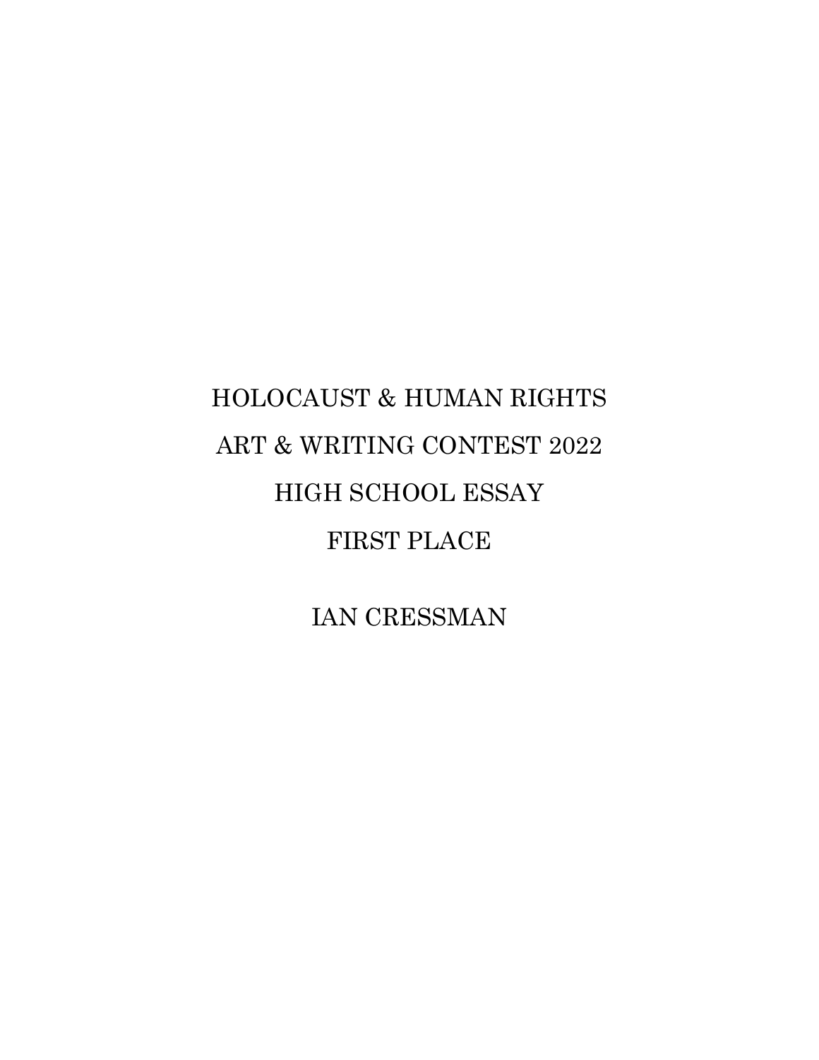# HOLOCAUST & HUMAN RIGHTS ART & WRITING CONTEST 2022

## HIGH SCHOOL ESSAY

## FIRST PLACE

IAN CRESSMAN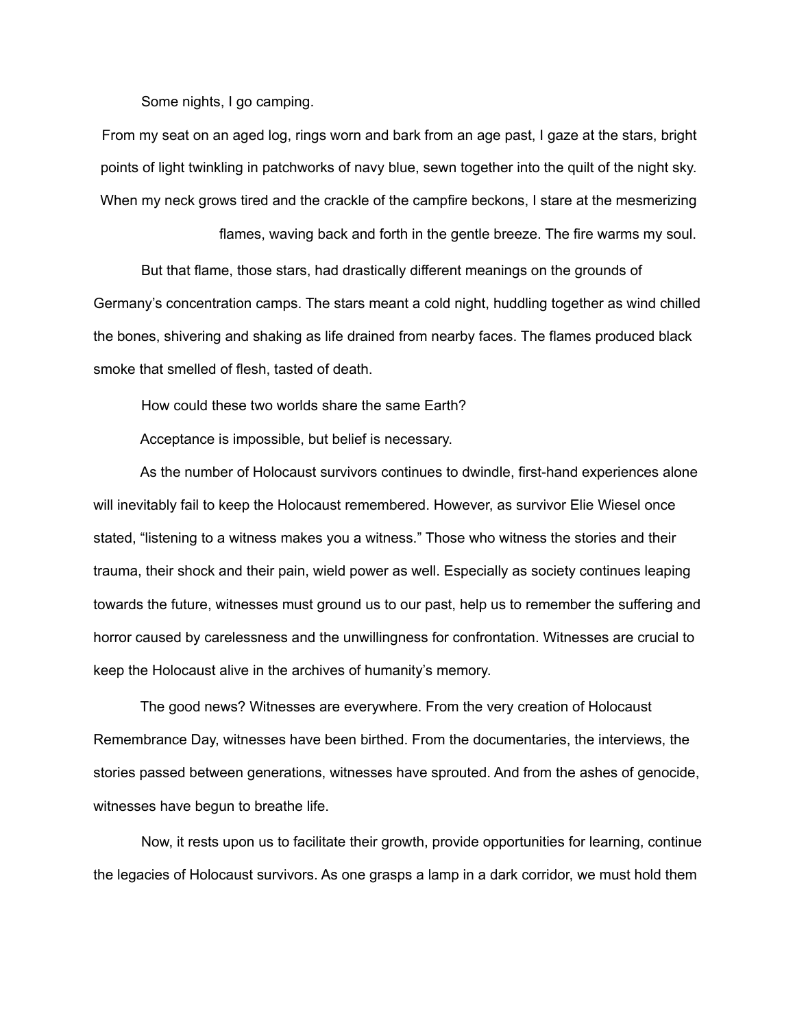Some nights, I go camping.

From my seat on an aged log, rings worn and bark from an age past, I gaze at the stars, bright points of light twinkling in patchworks of navy blue, sewn together into the quilt of the night sky. When my neck grows tired and the crackle of the campfire beckons, I stare at the mesmerizing flames, waving back and forth in the gentle breeze. The fire warms my soul.

But that flame, those stars, had drastically different meanings on the grounds of Germany's concentration camps. The stars meant a cold night, huddling together as wind chilled the bones, shivering and shaking as life drained from nearby faces. The flames produced black smoke that smelled of flesh, tasted of death.

How could these two worlds share the same Earth?

Acceptance is impossible, but belief is necessary.

As the number of Holocaust survivors continues to dwindle, first-hand experiences alone will inevitably fail to keep the Holocaust remembered. However, as survivor Elie Wiesel once stated, "listening to a witness makes you a witness." Those who witness the stories and their trauma, their shock and their pain, wield power as well. Especially as society continues leaping towards the future, witnesses must ground us to our past, help us to remember the suffering and horror caused by carelessness and the unwillingness for confrontation. Witnesses are crucial to keep the Holocaust alive in the archives of humanity's memory.

The good news? Witnesses are everywhere. From the very creation of Holocaust Remembrance Day, witnesses have been birthed. From the documentaries, the interviews, the stories passed between generations, witnesses have sprouted. And from the ashes of genocide, witnesses have begun to breathe life.

Now, it rests upon us to facilitate their growth, provide opportunities for learning, continue the legacies of Holocaust survivors. As one grasps a lamp in a dark corridor, we must hold them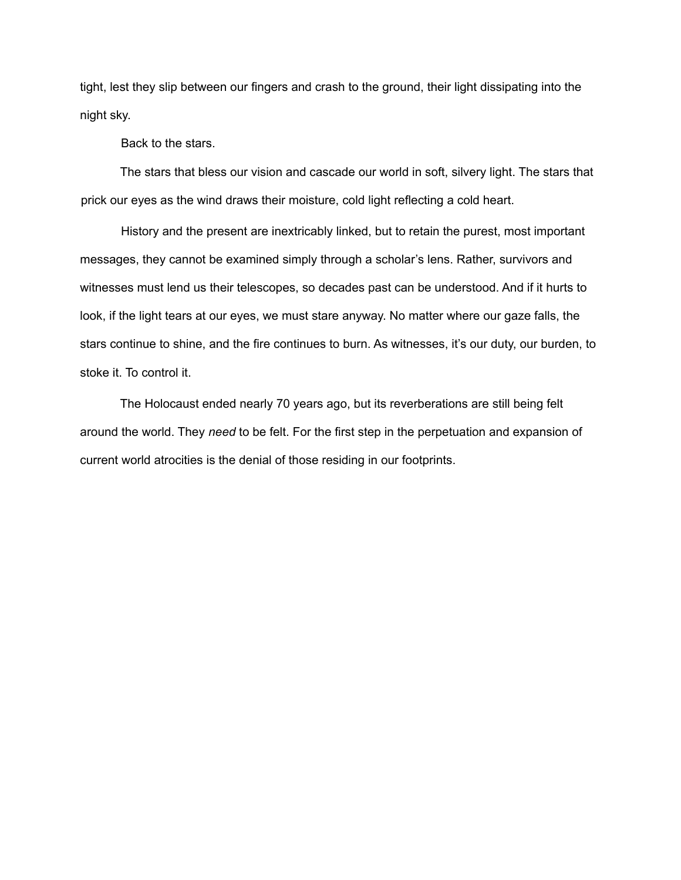tight, lest they slip between our fingers and crash to the ground, their light dissipating into the night sky.

Back to the stars.

The stars that bless our vision and cascade our world in soft, silvery light. The stars that prick our eyes as the wind draws their moisture, cold light reflecting a cold heart.

History and the present are inextricably linked, but to retain the purest, most important messages, they cannot be examined simply through a scholar's lens. Rather, survivors and witnesses must lend us their telescopes, so decades past can be understood. And if it hurts to look, if the light tears at our eyes, we must stare anyway. No matter where our gaze falls, the stars continue to shine, and the fire continues to burn. As witnesses, it's our duty, our burden, to stoke it. To control it.

The Holocaust ended nearly 70 years ago, but its reverberations are still being felt around the world. They *need* to be felt. For the first step in the perpetuation and expansion of current world atrocities is the denial of those residing in our footprints.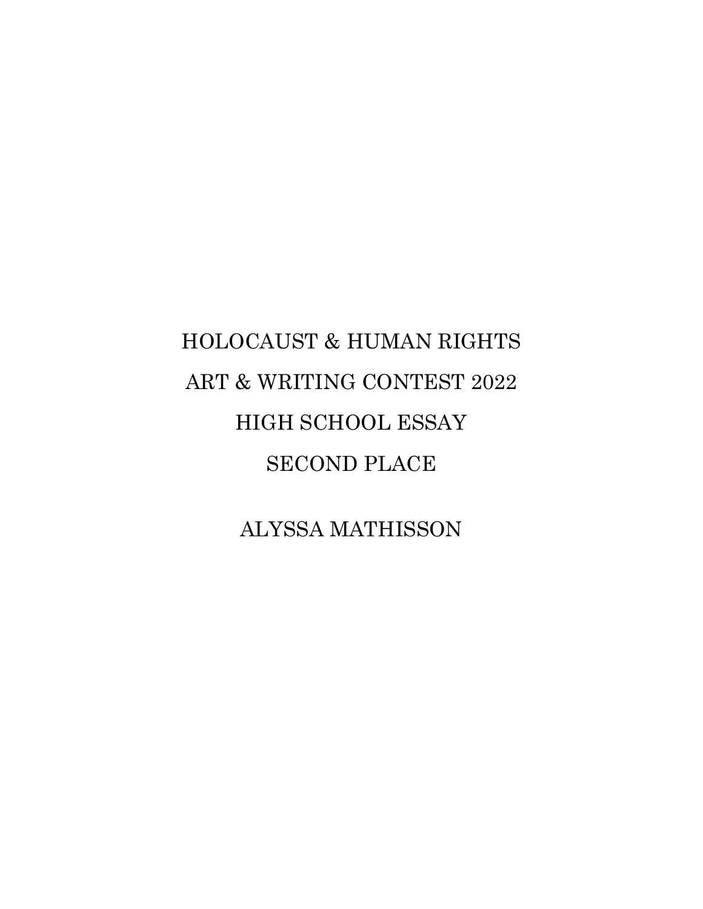# HOLOCAUST & HUMAN RIGHTS

# ART & WRITING CONTEST 2022

# HIGH SCHOOL ESSAY

# SECOND PLACE

ALYSSA MATHISSON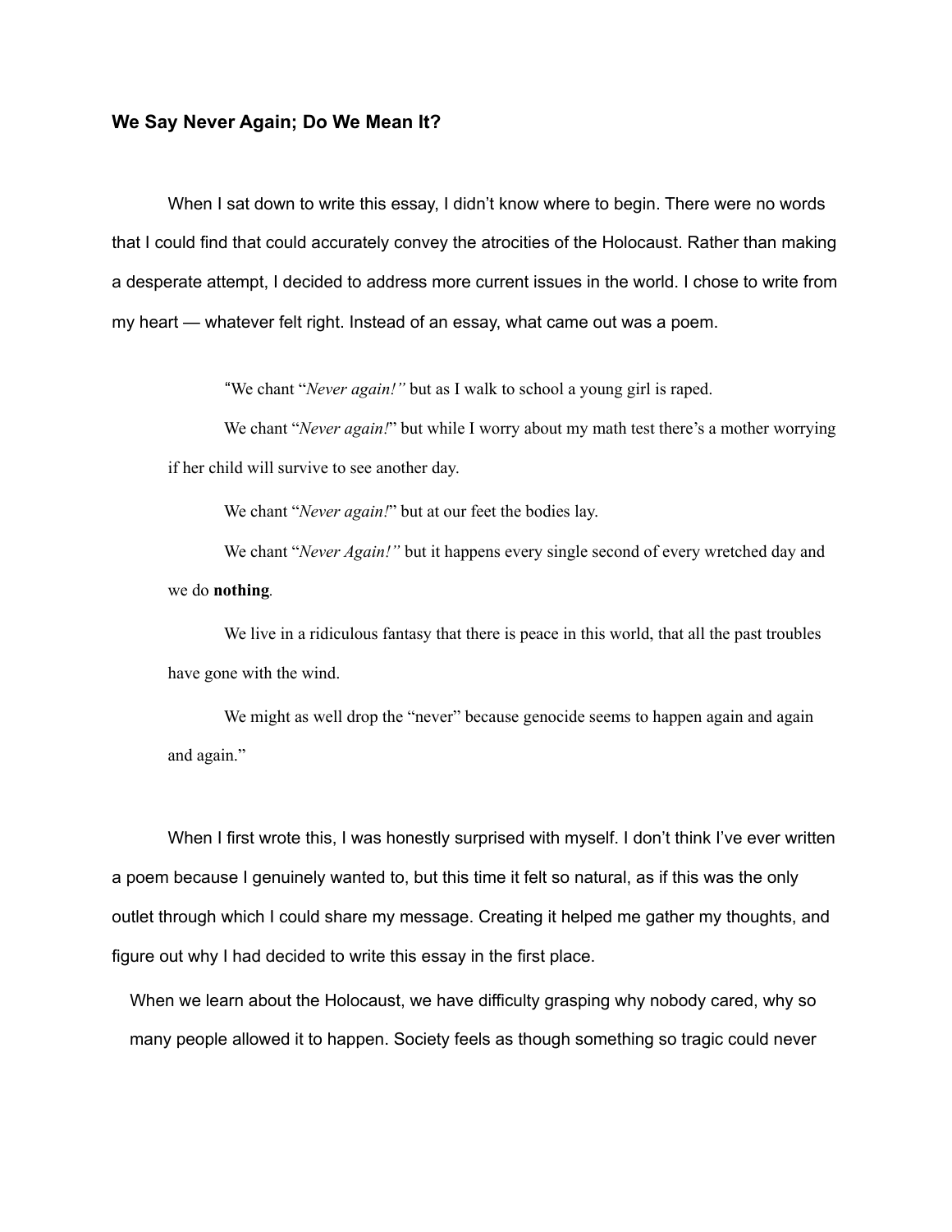### We Say Never Again; Do We Mean It?

When I sat down to write this essay, I didn't know where to begin. There were no words that I could find that could accurately convey the atrocities of the Holocaust. Rather than making a desperate attempt, I decided to address more current issues in the world. I chose to write from my heart — whatever felt right. Instead of an essay, what came out was a poem.

> "We chant "*Never again!"* but as I walk to school a young girl is raped.
>
> We chant "*Never again!*" but while I worry about my math test there's a mother worrying if her child will survive to see another day.
>
> We chant "*Never again!*" but at our feet the bodies lay.
>
> We chant "*Never Again!"* but it happens every single second of every wretched day and we do **nothing**.
>
> We live in a ridiculous fantasy that there is peace in this world, that all the past troubles have gone with the wind.
>
> We might as well drop the "never" because genocide seems to happen again and again and again."

When I first wrote this, I was honestly surprised with myself. I don't think I've ever written a poem because I genuinely wanted to, but this time it felt so natural, as if this was the only outlet through which I could share my message. Creating it helped me gather my thoughts, and figure out why I had decided to write this essay in the first place.

When we learn about the Holocaust, we have difficulty grasping why nobody cared, why so many people allowed it to happen. Society feels as though something so tragic could never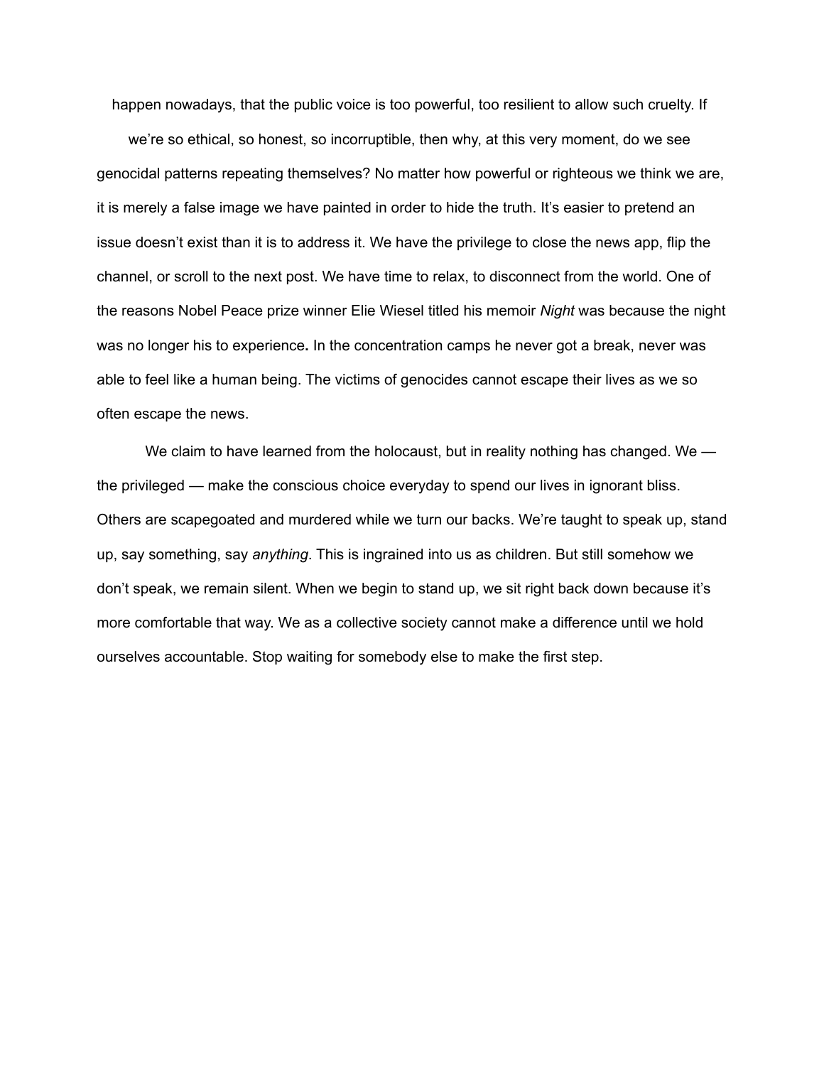happen nowadays, that the public voice is too powerful, too resilient to allow such cruelty. If we're so ethical, so honest, so incorruptible, then why, at this very moment, do we see genocidal patterns repeating themselves? No matter how powerful or righteous we think we are, it is merely a false image we have painted in order to hide the truth. It's easier to pretend an issue doesn't exist than it is to address it. We have the privilege to close the news app, flip the channel, or scroll to the next post. We have time to relax, to disconnect from the world. One of the reasons Nobel Peace prize winner Elie Wiesel titled his memoir *Night* was because the night was no longer his to experience**.** In the concentration camps he never got a break, never was able to feel like a human being. The victims of genocides cannot escape their lives as we so often escape the news.

We claim to have learned from the holocaust, but in reality nothing has changed. We — the privileged — make the conscious choice everyday to spend our lives in ignorant bliss. Others are scapegoated and murdered while we turn our backs. We're taught to speak up, stand up, say something, say *anything*. This is ingrained into us as children. But still somehow we don't speak, we remain silent. When we begin to stand up, we sit right back down because it's more comfortable that way. We as a collective society cannot make a difference until we hold ourselves accountable. Stop waiting for somebody else to make the first step.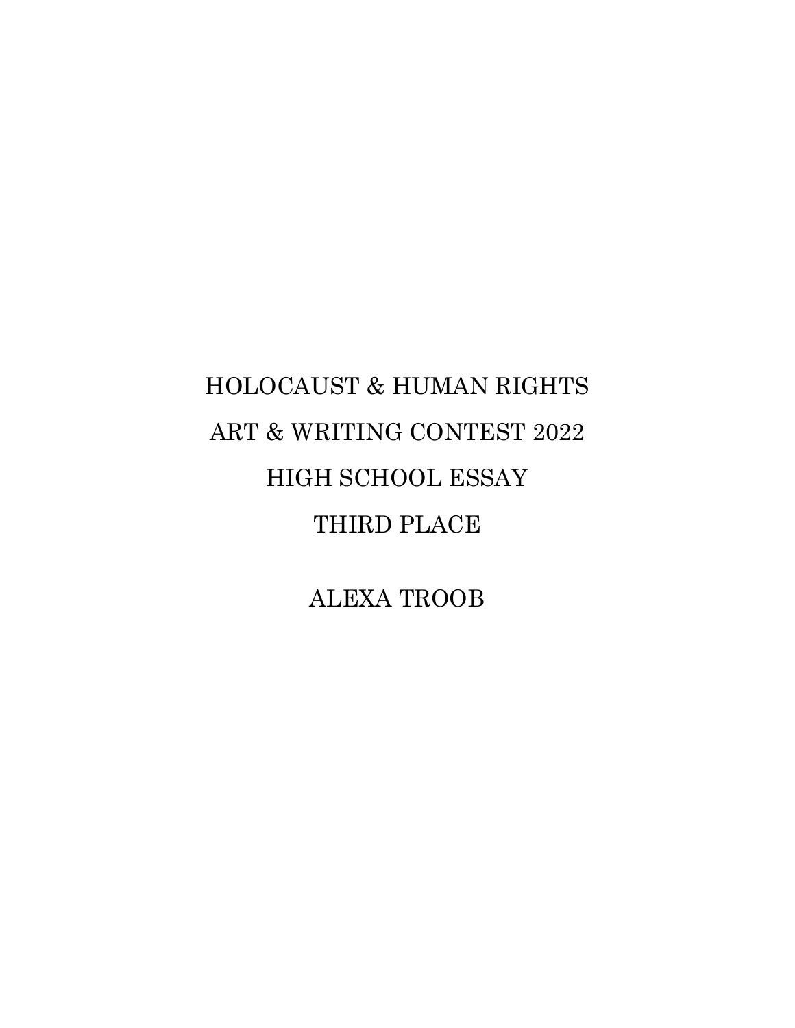# HOLOCAUST & HUMAN RIGHTS

# ART & WRITING CONTEST 2022

# HIGH SCHOOL ESSAY

# THIRD PLACE

ALEXA TROOB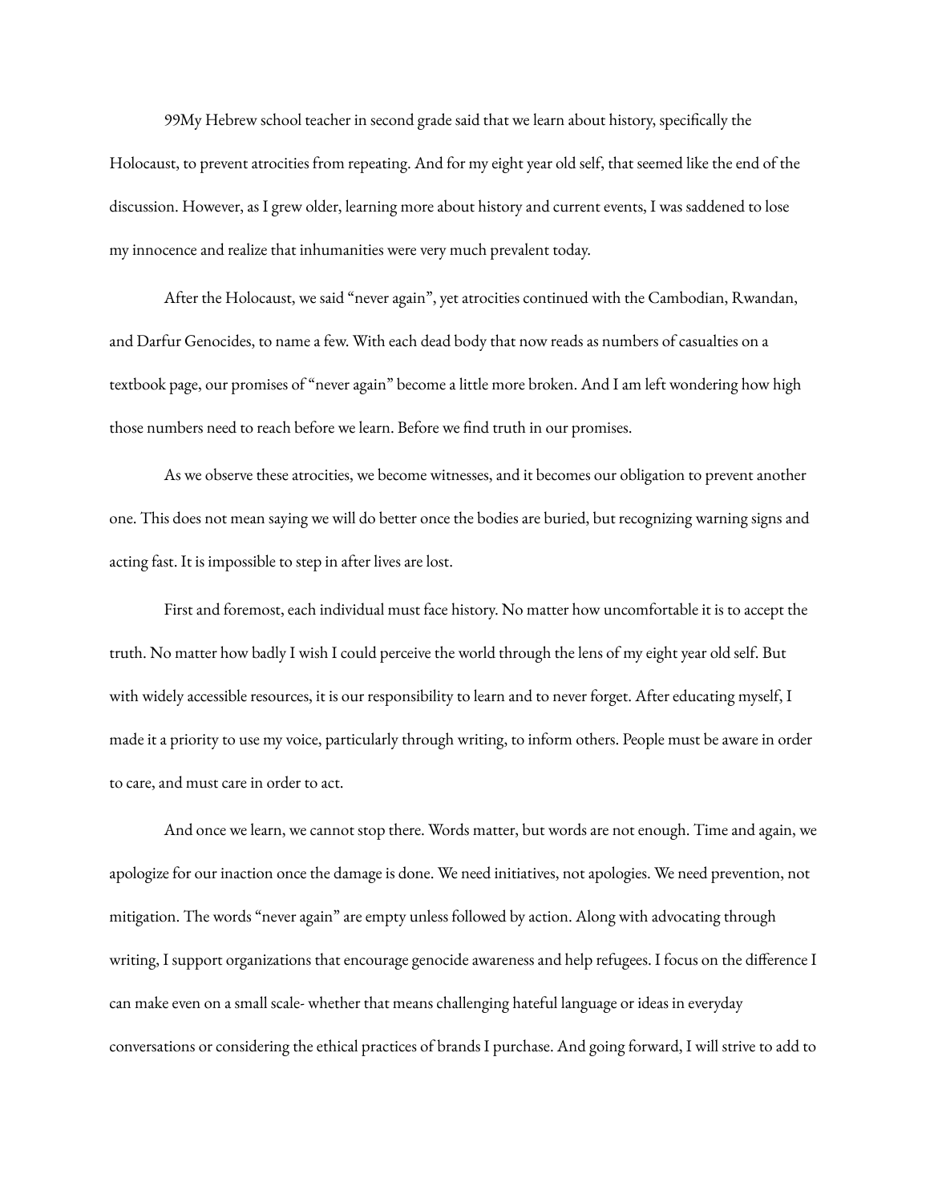99My Hebrew school teacher in second grade said that we learn about history, specifically the Holocaust, to prevent atrocities from repeating. And for my eight year old self, that seemed like the end of the discussion. However, as I grew older, learning more about history and current events, I was saddened to lose my innocence and realize that inhumanities were very much prevalent today.

After the Holocaust, we said "never again", yet atrocities continued with the Cambodian, Rwandan, and Darfur Genocides, to name a few. With each dead body that now reads as numbers of casualties on a textbook page, our promises of "never again" become a little more broken. And I am left wondering how high those numbers need to reach before we learn. Before we find truth in our promises.

As we observe these atrocities, we become witnesses, and it becomes our obligation to prevent another one. This does not mean saying we will do better once the bodies are buried, but recognizing warning signs and acting fast. It is impossible to step in after lives are lost.

First and foremost, each individual must face history. No matter how uncomfortable it is to accept the truth. No matter how badly I wish I could perceive the world through the lens of my eight year old self. But with widely accessible resources, it is our responsibility to learn and to never forget. After educating myself, I made it a priority to use my voice, particularly through writing, to inform others. People must be aware in order to care, and must care in order to act.

And once we learn, we cannot stop there. Words matter, but words are not enough. Time and again, we apologize for our inaction once the damage is done. We need initiatives, not apologies. We need prevention, not mitigation. The words "never again" are empty unless followed by action. Along with advocating through writing, I support organizations that encourage genocide awareness and help refugees. I focus on the difference I can make even on a small scale- whether that means challenging hateful language or ideas in everyday conversations or considering the ethical practices of brands I purchase. And going forward, I will strive to add to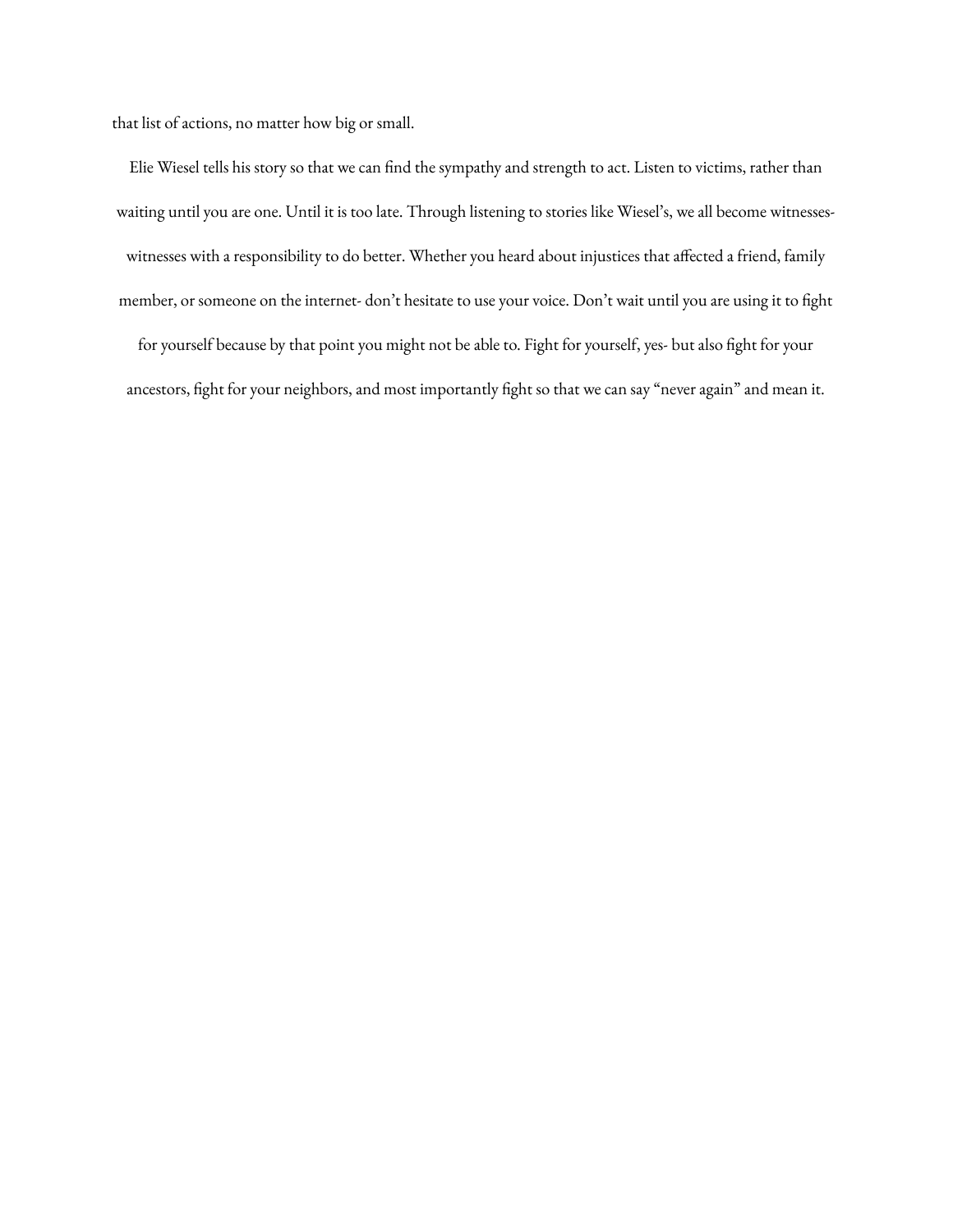that list of actions, no matter how big or small.

Elie Wiesel tells his story so that we can find the sympathy and strength to act. Listen to victims, rather than waiting until you are one. Until it is too late. Through listening to stories like Wiesel's, we all become witnesses- witnesses with a responsibility to do better. Whether you heard about injustices that affected a friend, family member, or someone on the internet- don't hesitate to use your voice. Don't wait until you are using it to fight for yourself because by that point you might not be able to. Fight for yourself, yes- but also fight for your ancestors, fight for your neighbors, and most importantly fight so that we can say "never again" and mean it.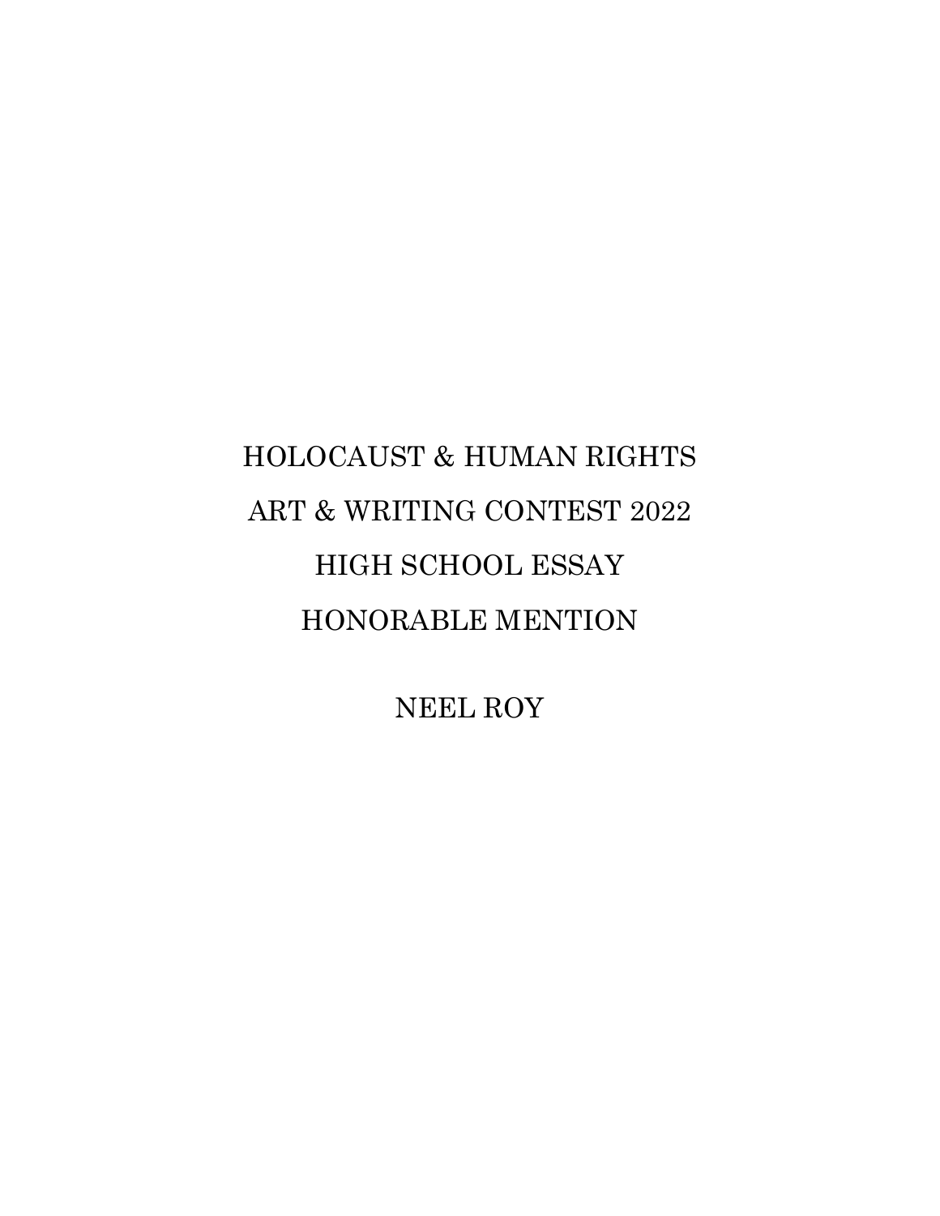HOLOCAUST & HUMAN RIGHTS

ART & WRITING CONTEST 2022

HIGH SCHOOL ESSAY

HONORABLE MENTION

NEEL ROY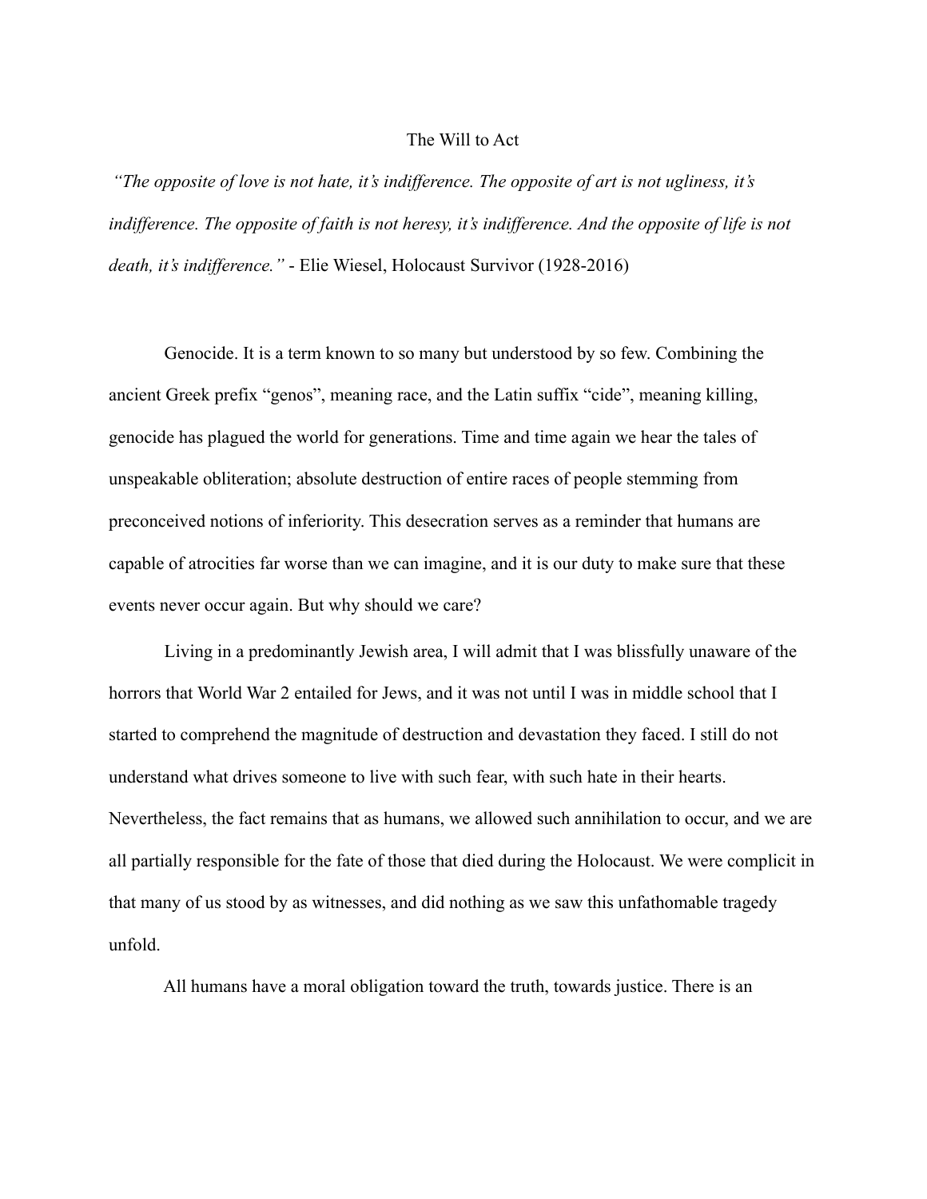The Will to Act

*"The opposite of love is not hate, it's indifference. The opposite of art is not ugliness, it's indifference. The opposite of faith is not heresy, it's indifference. And the opposite of life is not death, it's indifference."* - Elie Wiesel, Holocaust Survivor (1928-2016)

Genocide. It is a term known to so many but understood by so few. Combining the ancient Greek prefix "genos", meaning race, and the Latin suffix "cide", meaning killing, genocide has plagued the world for generations. Time and time again we hear the tales of unspeakable obliteration; absolute destruction of entire races of people stemming from preconceived notions of inferiority. This desecration serves as a reminder that humans are capable of atrocities far worse than we can imagine, and it is our duty to make sure that these events never occur again. But why should we care?

Living in a predominantly Jewish area, I will admit that I was blissfully unaware of the horrors that World War 2 entailed for Jews, and it was not until I was in middle school that I started to comprehend the magnitude of destruction and devastation they faced. I still do not understand what drives someone to live with such fear, with such hate in their hearts. Nevertheless, the fact remains that as humans, we allowed such annihilation to occur, and we are all partially responsible for the fate of those that died during the Holocaust. We were complicit in that many of us stood by as witnesses, and did nothing as we saw this unfathomable tragedy unfold.

All humans have a moral obligation toward the truth, towards justice. There is an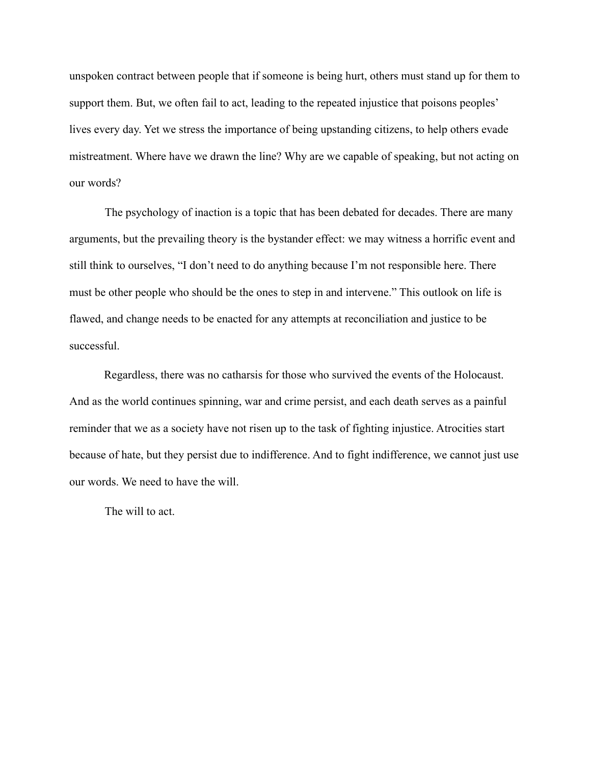unspoken contract between people that if someone is being hurt, others must stand up for them to support them. But, we often fail to act, leading to the repeated injustice that poisons peoples' lives every day. Yet we stress the importance of being upstanding citizens, to help others evade mistreatment. Where have we drawn the line? Why are we capable of speaking, but not acting on our words?

The psychology of inaction is a topic that has been debated for decades. There are many arguments, but the prevailing theory is the bystander effect: we may witness a horrific event and still think to ourselves, "I don't need to do anything because I'm not responsible here. There must be other people who should be the ones to step in and intervene." This outlook on life is flawed, and change needs to be enacted for any attempts at reconciliation and justice to be successful.

Regardless, there was no catharsis for those who survived the events of the Holocaust. And as the world continues spinning, war and crime persist, and each death serves as a painful reminder that we as a society have not risen up to the task of fighting injustice. Atrocities start because of hate, but they persist due to indifference. And to fight indifference, we cannot just use our words. We need to have the will.

The will to act.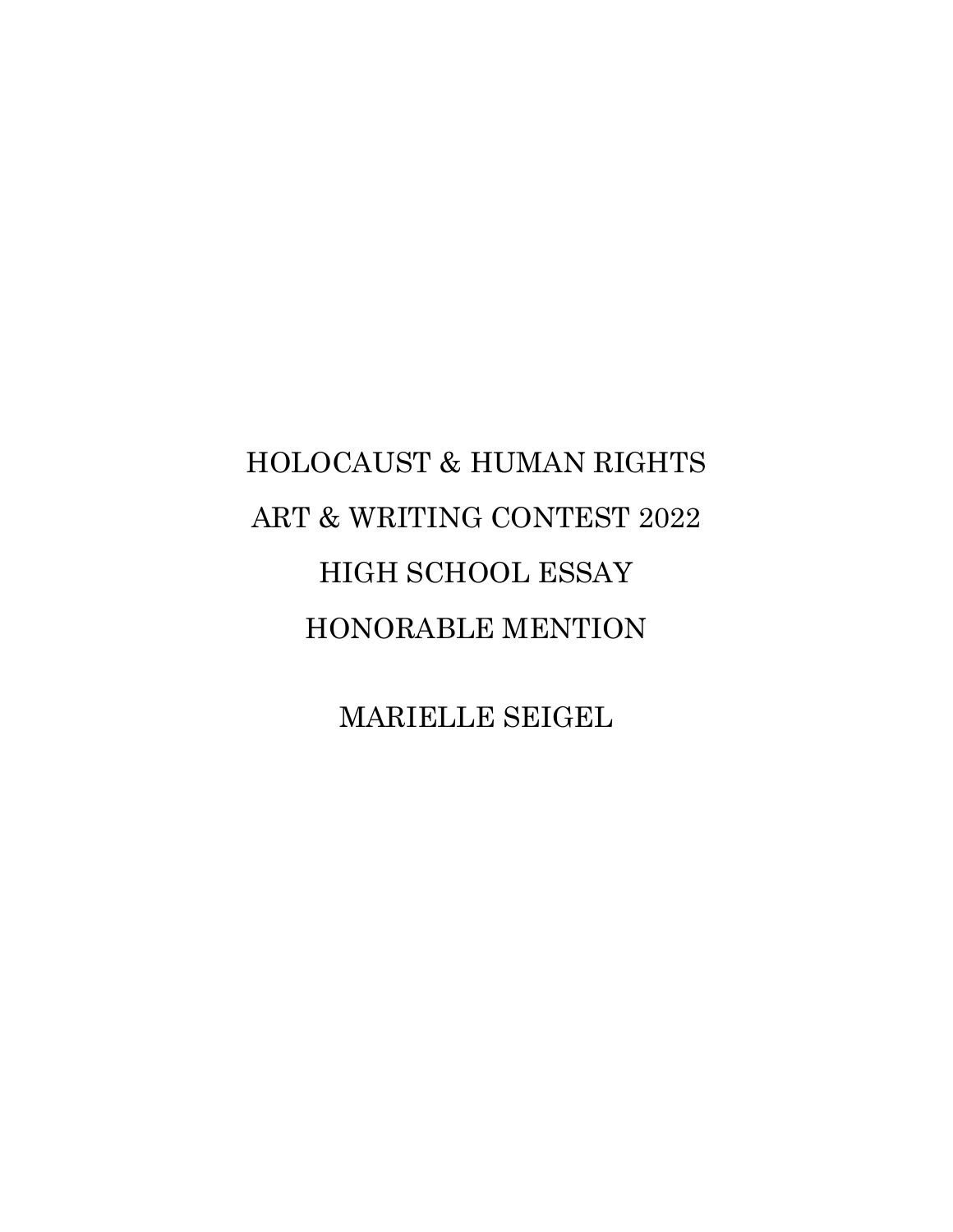HOLOCAUST & HUMAN RIGHTS

ART & WRITING CONTEST 2022

HIGH SCHOOL ESSAY

HONORABLE MENTION

MARIELLE SEIGEL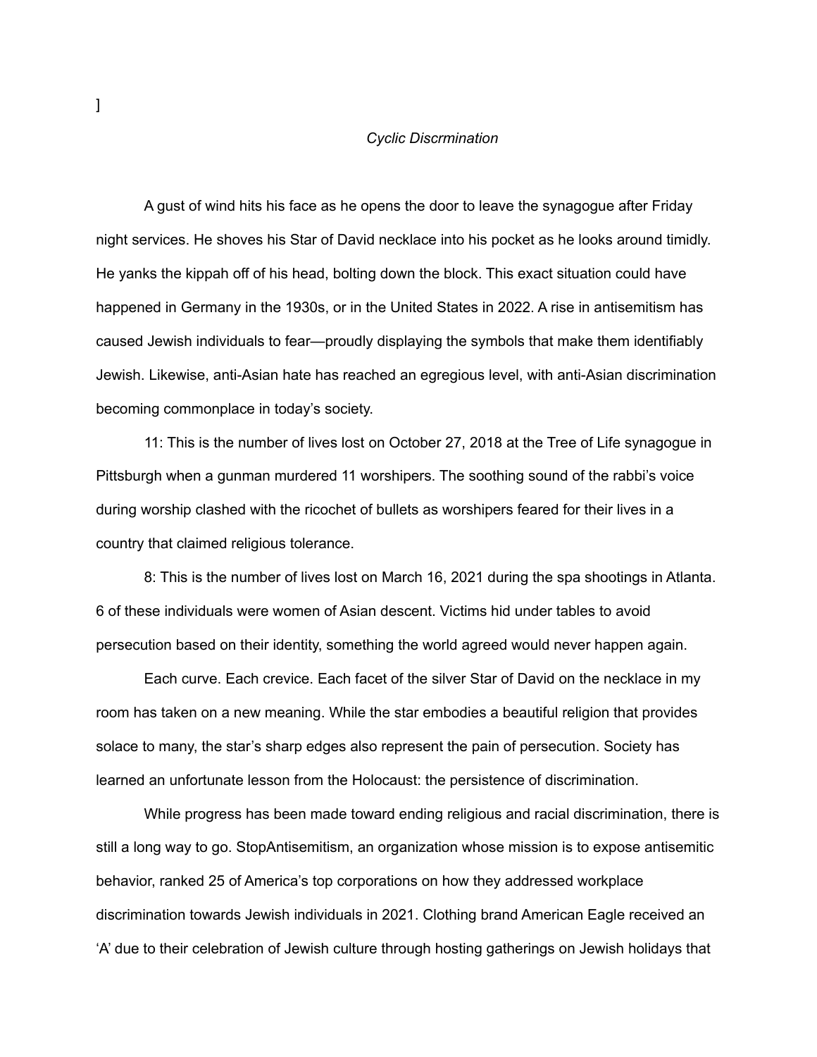]

*Cyclic Discrmination*

A gust of wind hits his face as he opens the door to leave the synagogue after Friday night services. He shoves his Star of David necklace into his pocket as he looks around timidly. He yanks the kippah off of his head, bolting down the block. This exact situation could have happened in Germany in the 1930s, or in the United States in 2022. A rise in antisemitism has caused Jewish individuals to fear—proudly displaying the symbols that make them identifiably Jewish. Likewise, anti-Asian hate has reached an egregious level, with anti-Asian discrimination becoming commonplace in today's society.

11: This is the number of lives lost on October 27, 2018 at the Tree of Life synagogue in Pittsburgh when a gunman murdered 11 worshipers. The soothing sound of the rabbi's voice during worship clashed with the ricochet of bullets as worshipers feared for their lives in a country that claimed religious tolerance.

8: This is the number of lives lost on March 16, 2021 during the spa shootings in Atlanta. 6 of these individuals were women of Asian descent. Victims hid under tables to avoid persecution based on their identity, something the world agreed would never happen again.

Each curve. Each crevice. Each facet of the silver Star of David on the necklace in my room has taken on a new meaning. While the star embodies a beautiful religion that provides solace to many, the star's sharp edges also represent the pain of persecution. Society has learned an unfortunate lesson from the Holocaust: the persistence of discrimination.

While progress has been made toward ending religious and racial discrimination, there is still a long way to go. StopAntisemitism, an organization whose mission is to expose antisemitic behavior, ranked 25 of America's top corporations on how they addressed workplace discrimination towards Jewish individuals in 2021. Clothing brand American Eagle received an 'A' due to their celebration of Jewish culture through hosting gatherings on Jewish holidays that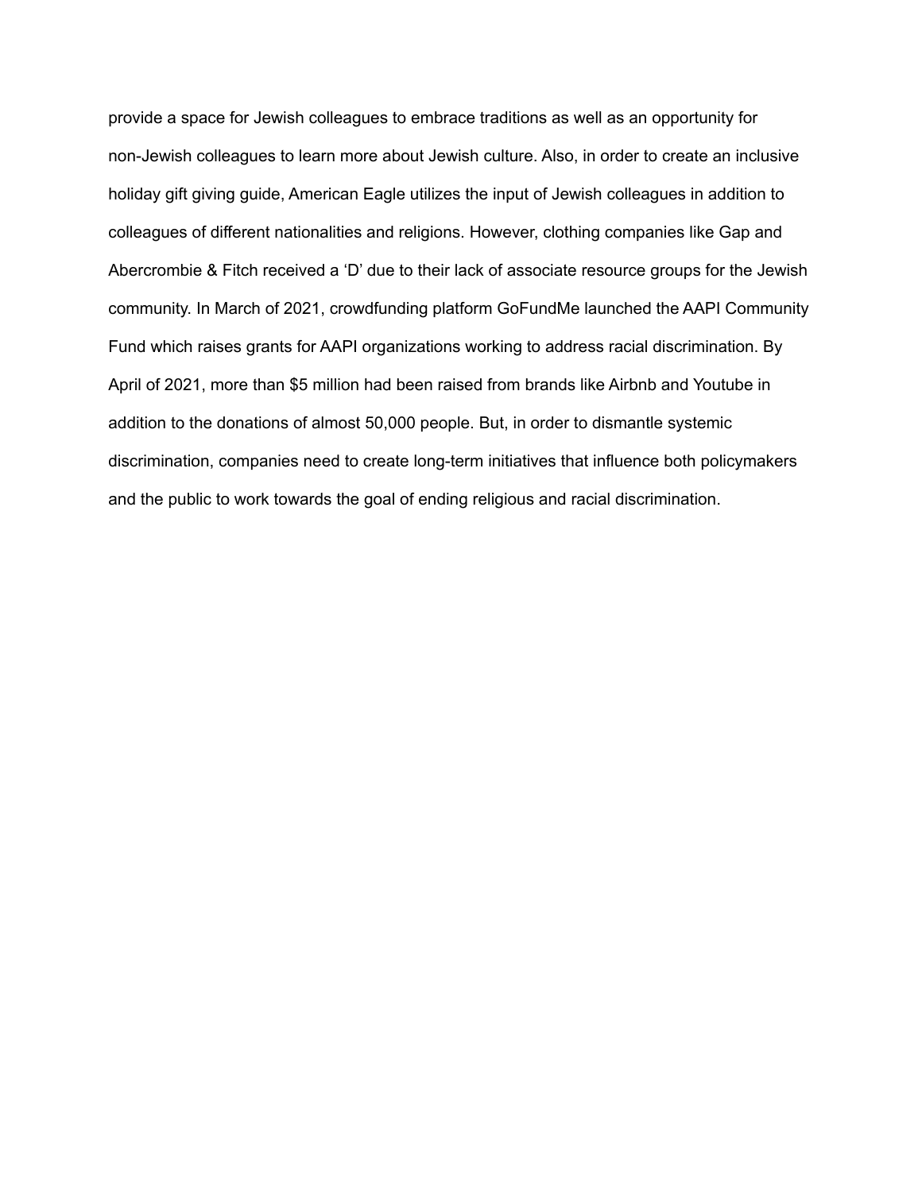provide a space for Jewish colleagues to embrace traditions as well as an opportunity for non-Jewish colleagues to learn more about Jewish culture. Also, in order to create an inclusive holiday gift giving guide, American Eagle utilizes the input of Jewish colleagues in addition to colleagues of different nationalities and religions. However, clothing companies like Gap and Abercrombie & Fitch received a 'D' due to their lack of associate resource groups for the Jewish community. In March of 2021, crowdfunding platform GoFundMe launched the AAPI Community Fund which raises grants for AAPI organizations working to address racial discrimination. By April of 2021, more than $5 million had been raised from brands like Airbnb and Youtube in addition to the donations of almost 50,000 people. But, in order to dismantle systemic discrimination, companies need to create long-term initiatives that influence both policymakers and the public to work towards the goal of ending religious and racial discrimination.